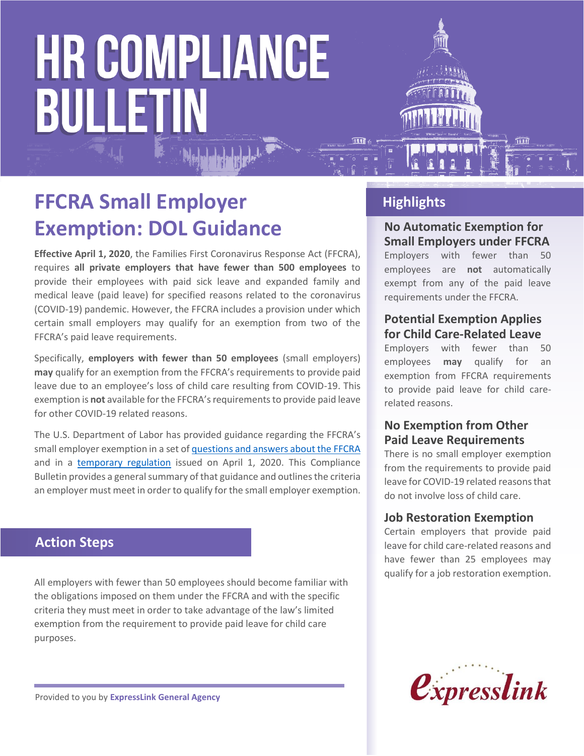# HR COMPLIANCE BULLETIN

## FFCRA Small Employer Exemption: DOL Guidance

**Effective April 1, 2020**, the Families First Coronavirus Response Act (FFCRA), requires **all private employers that have fewer than 500 employees** to provide their employees with paid sick leave and expanded family and medical leave (paid leave) for specified reasons related to the coronavirus (COVID-19) pandemic. However, the FFCRA includes a provision under which certain small employers may qualify for an exemption from two of the FFCRA's paid leave requirements.

Specifically, **employers with fewer than 50 employees** (small employers) **may** qualify for an exemption from the FFCRA's requirements to provide paid leave due to an employee's loss of child care resulting from COVID-19. This exemption is **not** available for the FFCRA's requirements to provide paid leave for other COVID-19 related reasons.

The U.S. Department of Labor has provided guidance regarding the FFCRA's small employer exemption in a set of questions and answers about the FFCRA and in a temporary regulation issued on April 1, 2020. This Compliance Bulletin provides a general summary of that guidance and outlines the criteria an employer must meet in order to qualify for the small employer exemption.

### Action Steps

All employers with fewer than 50 employees should become familiar with the obligations imposed on them under the FFCRA and with the specific criteria they must meet in order to take advantage of the law's limited exemption from the requirement to provide paid leave for child care purposes.

Provided to you by **ExpressLink General Agency**

### Highlights

**No Automatic Exemption for Small Employers under FFCRA**

Employers with fewer than 50 employees are **not** automatically exempt from any of the paid leave requirements under the FFCRA.

**Potential Exemption Applies for Child Care-Related Leave**

Employers with fewer than 50 employees **may** qualify for an exemption from FFCRA requirements to provide paid leave for child care-related reasons.

**No Exemption from Other Paid Leave Requirements**

There is no small employer exemption from the requirements to provide paid leave for COVID-19 related reasons that do not involve loss of child care.

**Job Restoration Exemption**

Certain employers that provide paid leave for child care-related reasons and have fewer than 25 employees may qualify for a job restoration exemption.

expresslink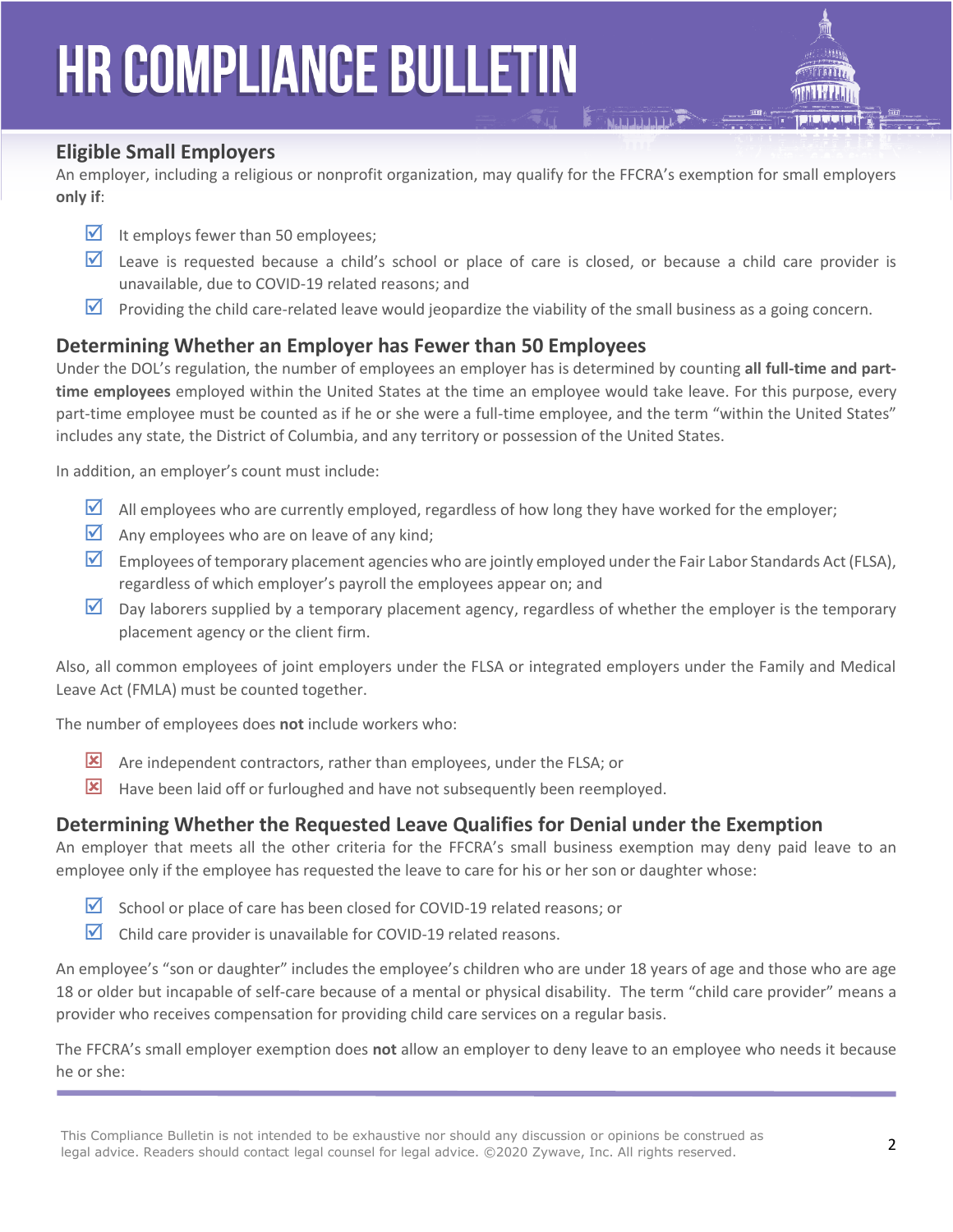## Eligible Small Employers

An employer, including a religious or nonprofit organization, may qualify for the FFCRA's exemption for small employers **only if**:

- ☑ It employs fewer than 50 employees;
- ☑ Leave is requested because a child's school or place of care is closed, or because a child care provider is unavailable, due to COVID-19 related reasons; and
- ☑ Providing the child care-related leave would jeopardize the viability of the small business as a going concern.

## Determining Whether an Employer has Fewer than 50 Employees

Under the DOL's regulation, the number of employees an employer has is determined by counting **all full-time and part-time employees** employed within the United States at the time an employee would take leave. For this purpose, every part-time employee must be counted as if he or she were a full-time employee, and the term "within the United States" includes any state, the District of Columbia, and any territory or possession of the United States.

In addition, an employer's count must include:

- ☑ All employees who are currently employed, regardless of how long they have worked for the employer;
- ☑ Any employees who are on leave of any kind;
- ☑ Employees of temporary placement agencies who are jointly employed under the Fair Labor Standards Act (FLSA), regardless of which employer's payroll the employees appear on; and
- ☑ Day laborers supplied by a temporary placement agency, regardless of whether the employer is the temporary placement agency or the client firm.

Also, all common employees of joint employers under the FLSA or integrated employers under the Family and Medical Leave Act (FMLA) must be counted together.

The number of employees does **not** include workers who:

- ☒ Are independent contractors, rather than employees, under the FLSA; or
- ☒ Have been laid off or furloughed and have not subsequently been reemployed.

## Determining Whether the Requested Leave Qualifies for Denial under the Exemption

An employer that meets all the other criteria for the FFCRA's small business exemption may deny paid leave to an employee only if the employee has requested the leave to care for his or her son or daughter whose:

- ☑ School or place of care has been closed for COVID-19 related reasons; or
- ☑ Child care provider is unavailable for COVID-19 related reasons.

An employee's "son or daughter" includes the employee's children who are under 18 years of age and those who are age 18 or older but incapable of self-care because of a mental or physical disability. The term "child care provider" means a provider who receives compensation for providing child care services on a regular basis.

The FFCRA's small employer exemption does **not** allow an employer to deny leave to an employee who needs it because he or she: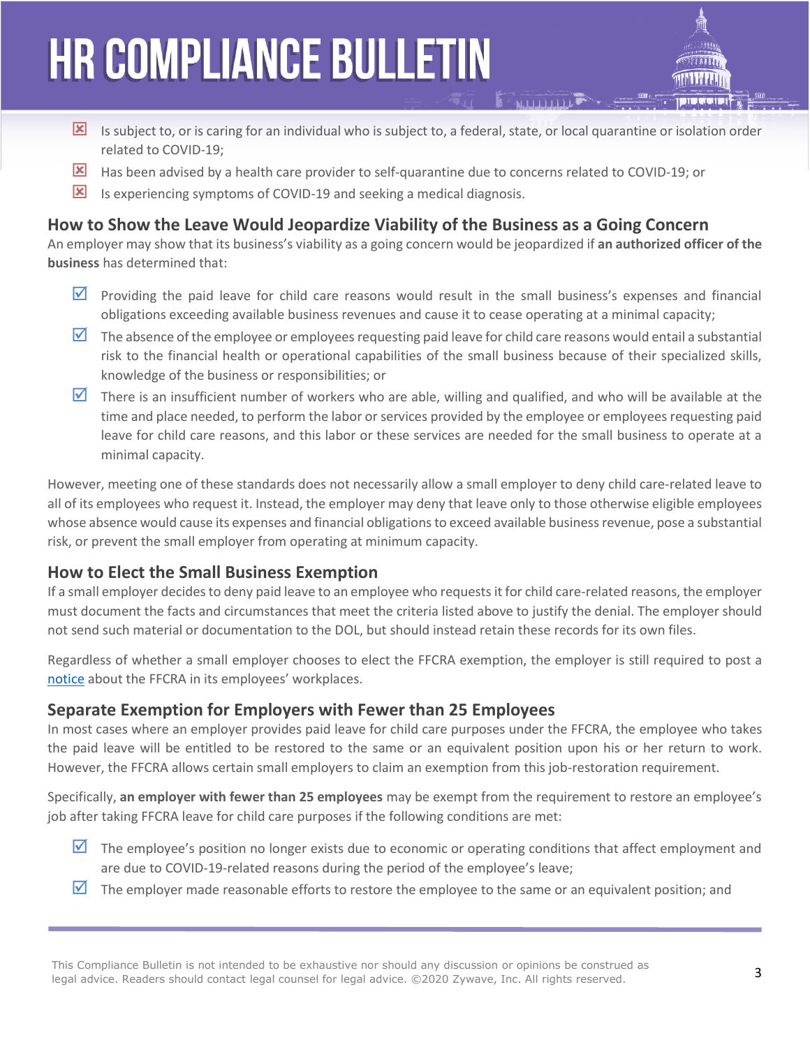- ☒ Is subject to, or is caring for an individual who is subject to, a federal, state, or local quarantine or isolation order related to COVID-19;
- ☒ Has been advised by a health care provider to self-quarantine due to concerns related to COVID-19; or
- ☒ Is experiencing symptoms of COVID-19 and seeking a medical diagnosis.

## How to Show the Leave Would Jeopardize Viability of the Business as a Going Concern

An employer may show that its business's viability as a going concern would be jeopardized if **an authorized officer of the business** has determined that:

- ☑ Providing the paid leave for child care reasons would result in the small business's expenses and financial obligations exceeding available business revenues and cause it to cease operating at a minimal capacity;
- ☑ The absence of the employee or employees requesting paid leave for child care reasons would entail a substantial risk to the financial health or operational capabilities of the small business because of their specialized skills, knowledge of the business or responsibilities; or
- ☑ There is an insufficient number of workers who are able, willing and qualified, and who will be available at the time and place needed, to perform the labor or services provided by the employee or employees requesting paid leave for child care reasons, and this labor or these services are needed for the small business to operate at a minimal capacity.

However, meeting one of these standards does not necessarily allow a small employer to deny child care-related leave to all of its employees who request it. Instead, the employer may deny that leave only to those otherwise eligible employees whose absence would cause its expenses and financial obligations to exceed available business revenue, pose a substantial risk, or prevent the small employer from operating at minimum capacity.

## How to Elect the Small Business Exemption

If a small employer decides to deny paid leave to an employee who requests it for child care-related reasons, the employer must document the facts and circumstances that meet the criteria listed above to justify the denial. The employer should not send such material or documentation to the DOL, but should instead retain these records for its own files.

Regardless of whether a small employer chooses to elect the FFCRA exemption, the employer is still required to post a notice about the FFCRA in its employees' workplaces.

## Separate Exemption for Employers with Fewer than 25 Employees

In most cases where an employer provides paid leave for child care purposes under the FFCRA, the employee who takes the paid leave will be entitled to be restored to the same or an equivalent position upon his or her return to work. However, the FFCRA allows certain small employers to claim an exemption from this job-restoration requirement.

Specifically, **an employer with fewer than 25 employees** may be exempt from the requirement to restore an employee's job after taking FFCRA leave for child care purposes if the following conditions are met:

- ☑ The employee's position no longer exists due to economic or operating conditions that affect employment and are due to COVID-19-related reasons during the period of the employee's leave;
- ☑ The employer made reasonable efforts to restore the employee to the same or an equivalent position; and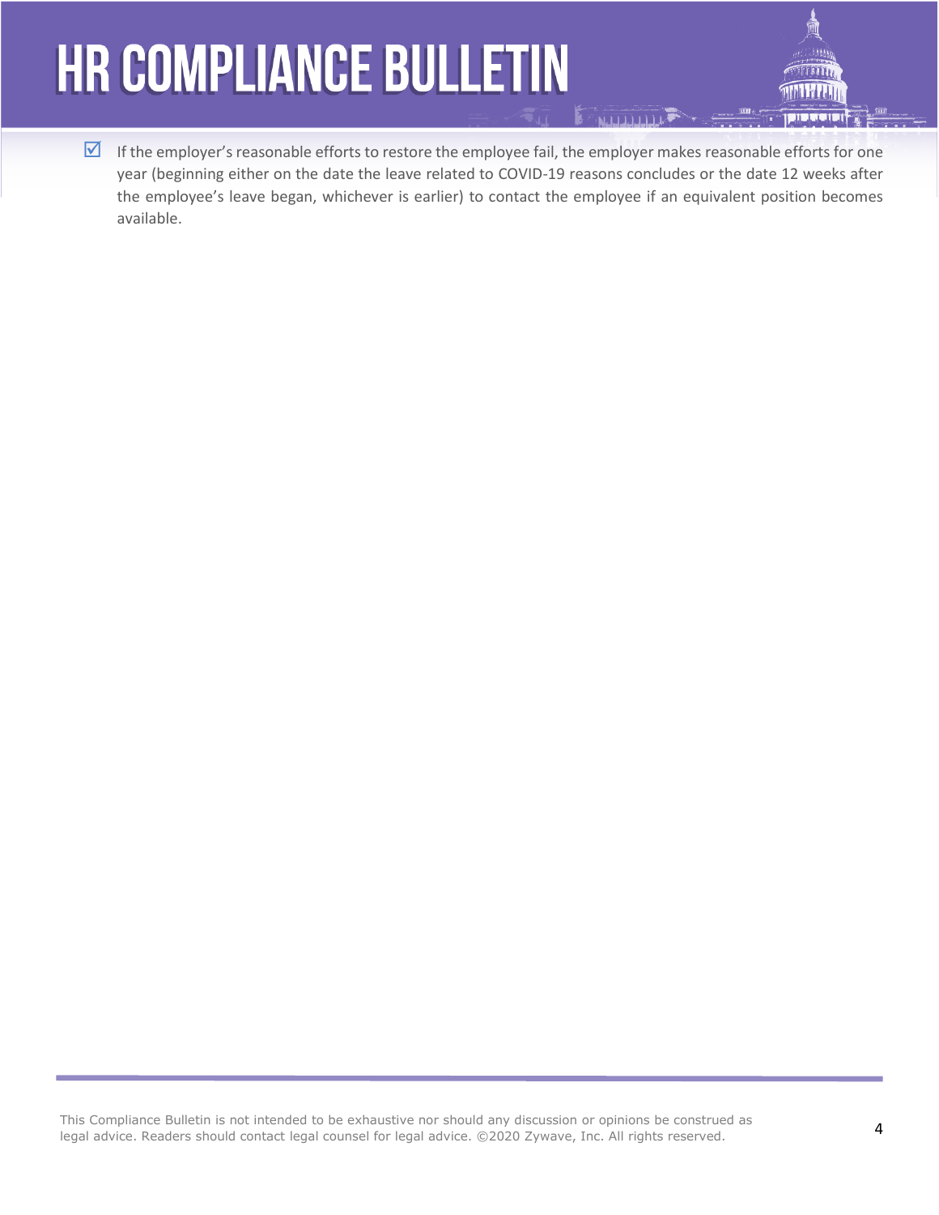- ☑ If the employer's reasonable efforts to restore the employee fail, the employer makes reasonable efforts for one year (beginning either on the date the leave related to COVID-19 reasons concludes or the date 12 weeks after the employee's leave began, whichever is earlier) to contact the employee if an equivalent position becomes available.